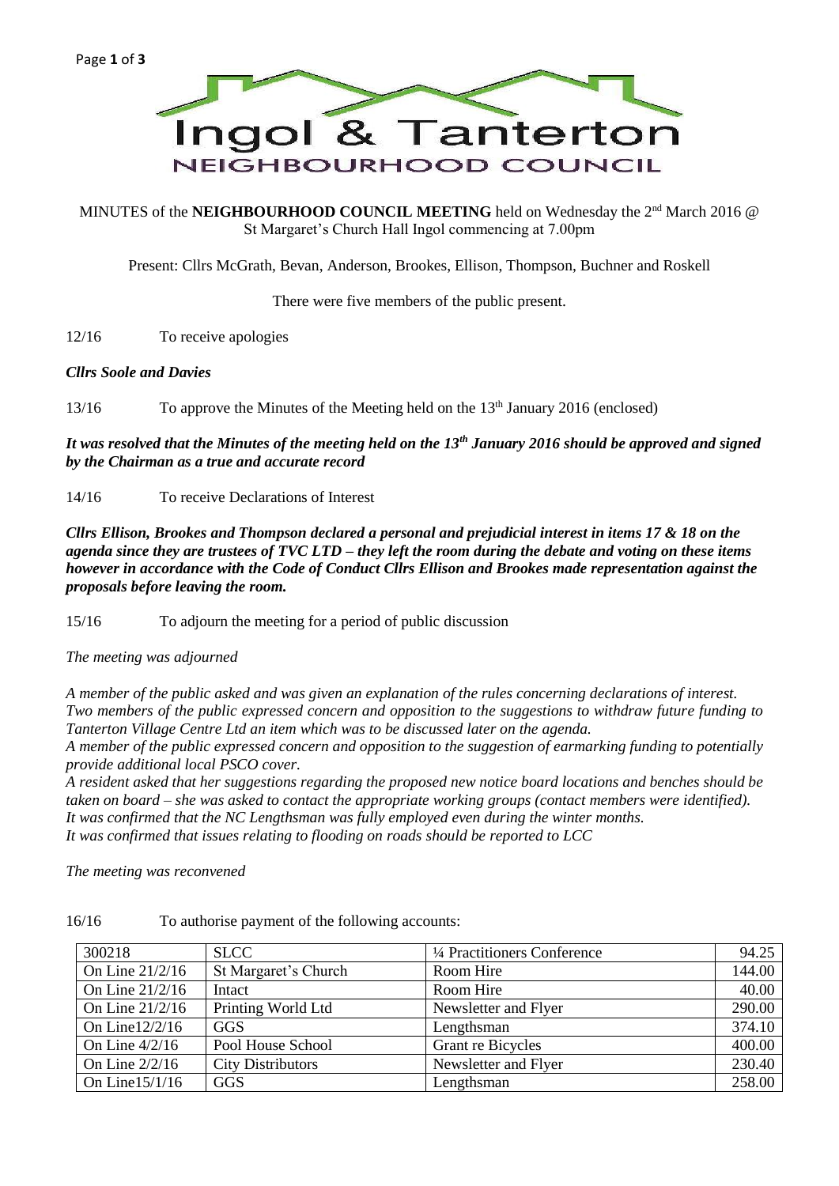# Ingol & Tanterton

## NEIGHBOURHOOD COUNCIL

MINUTES of the **NEIGHBOURHOOD COUNCIL MEETING** held on Wednesday the 2nd March 2016 @ St Margaret's Church Hall Ingol commencing at 7.00pm

Present: Cllrs McGrath, Bevan, Anderson, Brookes, Ellison, Thompson, Buchner and Roskell

There were five members of the public present.

12/16 To receive apologies

***Cllrs Soole and Davies***

13/16 To approve the Minutes of the Meeting held on the 13th January 2016 (enclosed)

***It was resolved that the Minutes of the meeting held on the 13th January 2016 should be approved and signed by the Chairman as a true and accurate record***

14/16 To receive Declarations of Interest

***Cllrs Ellison, Brookes and Thompson declared a personal and prejudicial interest in items 17 & 18 on the agenda since they are trustees of TVC LTD – they left the room during the debate and voting on these items however in accordance with the Code of Conduct Cllrs Ellison and Brookes made representation against the proposals before leaving the room.***

15/16 To adjourn the meeting for a period of public discussion

*The meeting was adjourned*

*A member of the public asked and was given an explanation of the rules concerning declarations of interest. Two members of the public expressed concern and opposition to the suggestions to withdraw future funding to Tanterton Village Centre Ltd an item which was to be discussed later on the agenda.*
*A member of the public expressed concern and opposition to the suggestion of earmarking funding to potentially provide additional local PSCO cover.*
*A resident asked that her suggestions regarding the proposed new notice board locations and benches should be taken on board – she was asked to contact the appropriate working groups (contact members were identified).*
*It was confirmed that the NC Lengthsman was fully employed even during the winter months.*
*It was confirmed that issues relating to flooding on roads should be reported to LCC*

*The meeting was reconvened*

16/16 To authorise payment of the following accounts:

| | | | |
|---|---|---|---|
| 300218 | SLCC | ¼ Practitioners Conference | 94.25 |
| On Line 21/2/16 | St Margaret's Church | Room Hire | 144.00 |
| On Line 21/2/16 | Intact | Room Hire | 40.00 |
| On Line 21/2/16 | Printing World Ltd | Newsletter and Flyer | 290.00 |
| On Line12/2/16 | GGS | Lengthsman | 374.10 |
| On Line 4/2/16 | Pool House School | Grant re Bicycles | 400.00 |
| On Line 2/2/16 | City Distributors | Newsletter and Flyer | 230.40 |
| On Line15/1/16 | GGS | Lengthsman | 258.00 |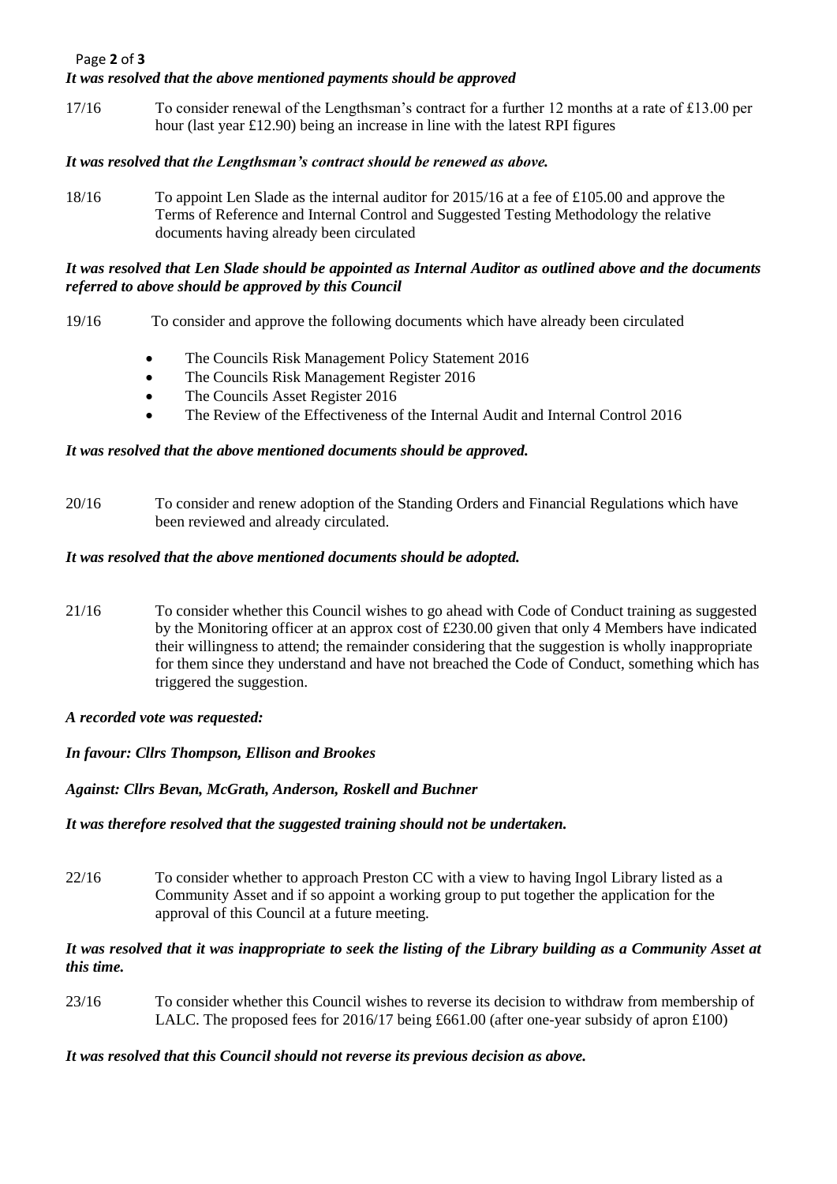***It was resolved that the above mentioned payments should be approved***

17/16 To consider renewal of the Lengthsman's contract for a further 12 months at a rate of £13.00 per hour (last year £12.90) being an increase in line with the latest RPI figures

***It was resolved that the Lengthsman's contract should be renewed as above.***

18/16 To appoint Len Slade as the internal auditor for 2015/16 at a fee of £105.00 and approve the Terms of Reference and Internal Control and Suggested Testing Methodology the relative documents having already been circulated

***It was resolved that Len Slade should be appointed as Internal Auditor as outlined above and the documents referred to above should be approved by this Council***

19/16 To consider and approve the following documents which have already been circulated

- The Councils Risk Management Policy Statement 2016
- The Councils Risk Management Register 2016
- The Councils Asset Register 2016
- The Review of the Effectiveness of the Internal Audit and Internal Control 2016

***It was resolved that the above mentioned documents should be approved.***

20/16 To consider and renew adoption of the Standing Orders and Financial Regulations which have been reviewed and already circulated.

***It was resolved that the above mentioned documents should be adopted.***

21/16 To consider whether this Council wishes to go ahead with Code of Conduct training as suggested by the Monitoring officer at an approx cost of £230.00 given that only 4 Members have indicated their willingness to attend; the remainder considering that the suggestion is wholly inappropriate for them since they understand and have not breached the Code of Conduct, something which has triggered the suggestion.

***A recorded vote was requested:***

***In favour: Cllrs Thompson, Ellison and Brookes***

***Against: Cllrs Bevan, McGrath, Anderson, Roskell and Buchner***

***It was therefore resolved that the suggested training should not be undertaken.***

22/16 To consider whether to approach Preston CC with a view to having Ingol Library listed as a Community Asset and if so appoint a working group to put together the application for the approval of this Council at a future meeting.

***It was resolved that it was inappropriate to seek the listing of the Library building as a Community Asset at this time.***

23/16 To consider whether this Council wishes to reverse its decision to withdraw from membership of LALC. The proposed fees for 2016/17 being £661.00 (after one-year subsidy of apron £100)

***It was resolved that this Council should not reverse its previous decision as above.***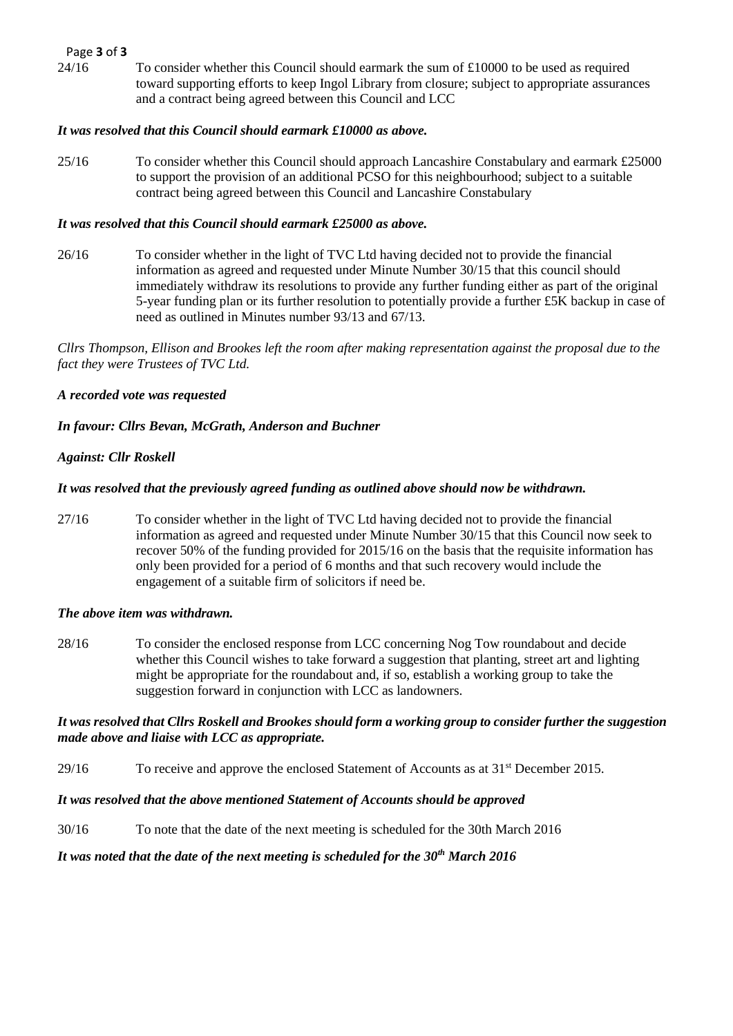24/16 To consider whether this Council should earmark the sum of £10000 to be used as required toward supporting efforts to keep Ingol Library from closure; subject to appropriate assurances and a contract being agreed between this Council and LCC

***It was resolved that this Council should earmark £10000 as above.***

25/16 To consider whether this Council should approach Lancashire Constabulary and earmark £25000 to support the provision of an additional PCSO for this neighbourhood; subject to a suitable contract being agreed between this Council and Lancashire Constabulary

***It was resolved that this Council should earmark £25000 as above.***

26/16 To consider whether in the light of TVC Ltd having decided not to provide the financial information as agreed and requested under Minute Number 30/15 that this council should immediately withdraw its resolutions to provide any further funding either as part of the original 5-year funding plan or its further resolution to potentially provide a further £5K backup in case of need as outlined in Minutes number 93/13 and 67/13.

*Cllrs Thompson, Ellison and Brookes left the room after making representation against the proposal due to the fact they were Trustees of TVC Ltd.*

***A recorded vote was requested***

***In favour: Cllrs Bevan, McGrath, Anderson and Buchner***

***Against: Cllr Roskell***

***It was resolved that the previously agreed funding as outlined above should now be withdrawn.***

27/16 To consider whether in the light of TVC Ltd having decided not to provide the financial information as agreed and requested under Minute Number 30/15 that this Council now seek to recover 50% of the funding provided for 2015/16 on the basis that the requisite information has only been provided for a period of 6 months and that such recovery would include the engagement of a suitable firm of solicitors if need be.

***The above item was withdrawn.***

28/16 To consider the enclosed response from LCC concerning Nog Tow roundabout and decide whether this Council wishes to take forward a suggestion that planting, street art and lighting might be appropriate for the roundabout and, if so, establish a working group to take the suggestion forward in conjunction with LCC as landowners.

***It was resolved that Cllrs Roskell and Brookes should form a working group to consider further the suggestion made above and liaise with LCC as appropriate.***

29/16 To receive and approve the enclosed Statement of Accounts as at 31st December 2015.

***It was resolved that the above mentioned Statement of Accounts should be approved***

30/16 To note that the date of the next meeting is scheduled for the 30th March 2016

***It was noted that the date of the next meeting is scheduled for the 30th March 2016***